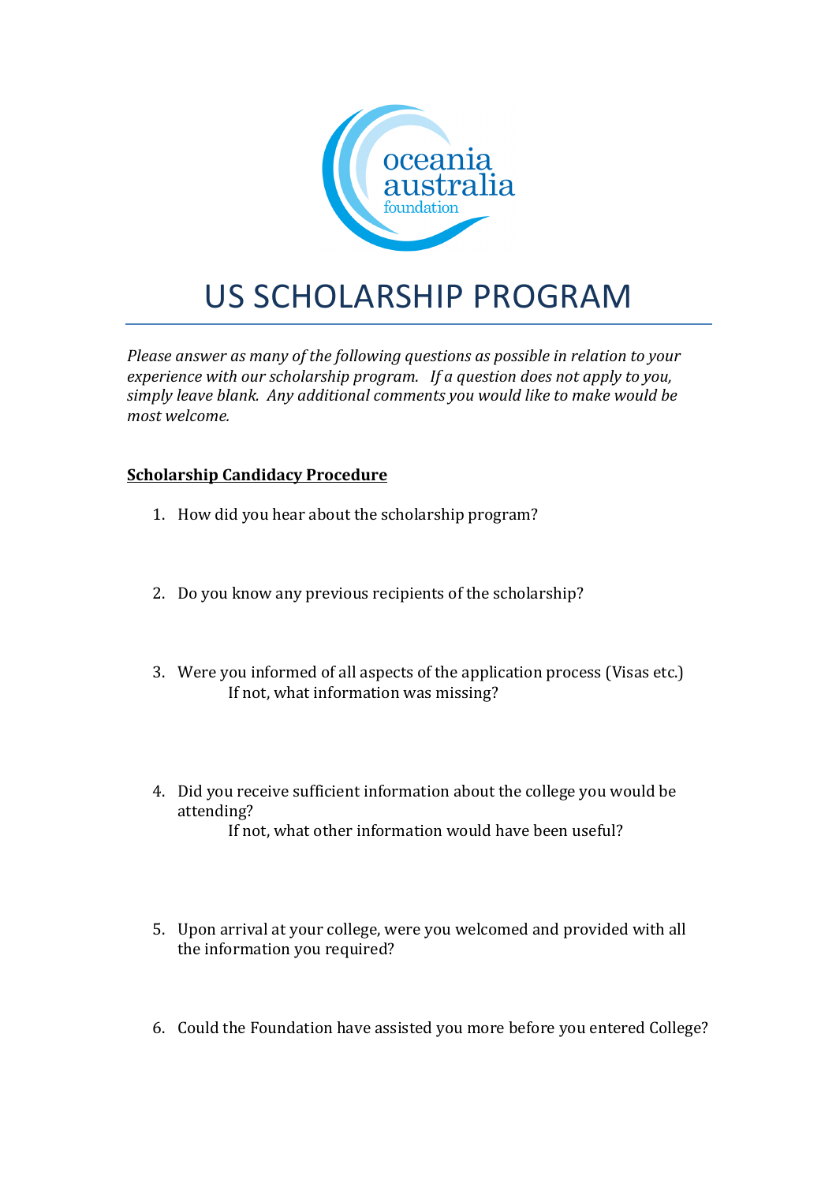oceania australia foundation

# US SCHOLARSHIP PROGRAM

*Please answer as many of the following questions as possible in relation to your experience with our scholarship program. If a question does not apply to you, simply leave blank. Any additional comments you would like to make would be most welcome.*

**Scholarship Candidacy Procedure**

1. How did you hear about the scholarship program?

2. Do you know any previous recipients of the scholarship?

3. Were you informed of all aspects of the application process (Visas etc.)
   If not, what information was missing?

4. Did you receive sufficient information about the college you would be attending?
   If not, what other information would have been useful?

5. Upon arrival at your college, were you welcomed and provided with all the information you required?

6. Could the Foundation have assisted you more before you entered College?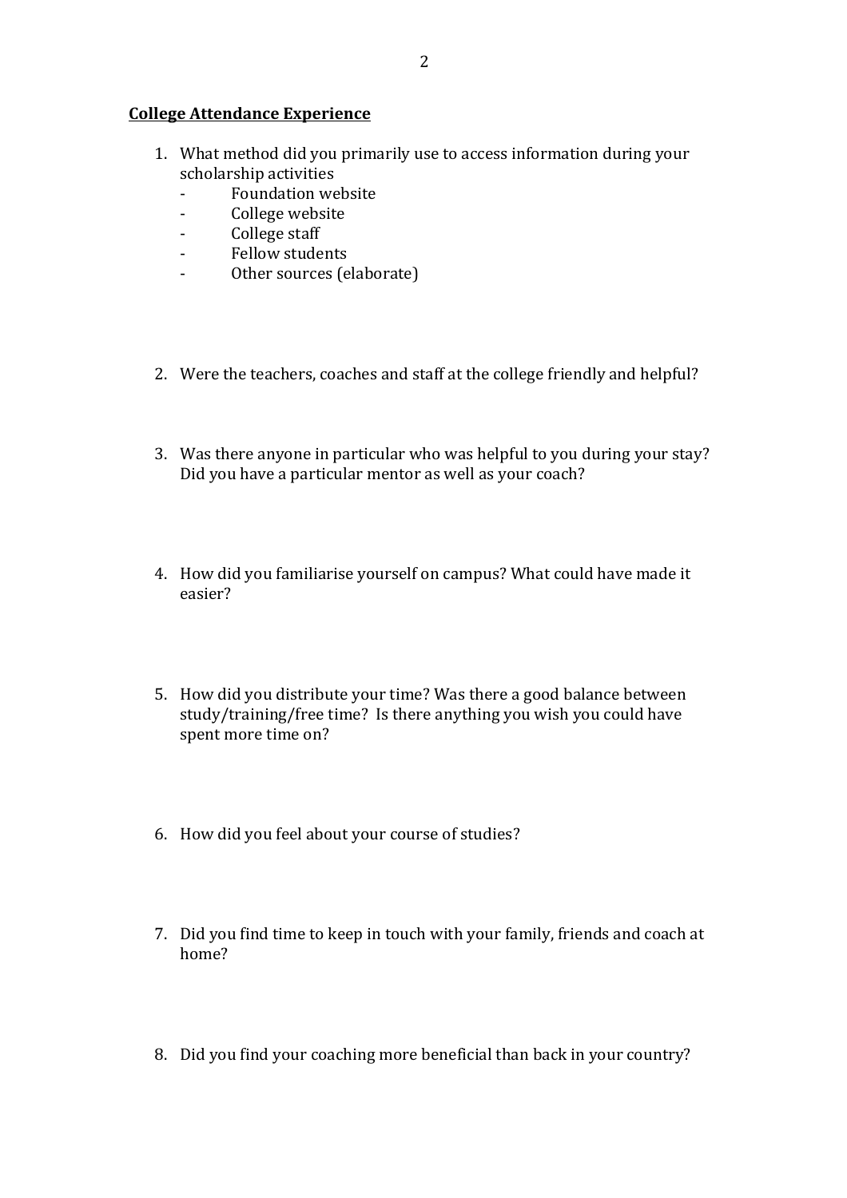**College Attendance Experience**

1. What method did you primarily use to access information during your scholarship activities
   - Foundation website
   - College website
   - College staff
   - Fellow students
   - Other sources (elaborate)

2. Were the teachers, coaches and staff at the college friendly and helpful?

3. Was there anyone in particular who was helpful to you during your stay? Did you have a particular mentor as well as your coach?

4. How did you familiarise yourself on campus? What could have made it easier?

5. How did you distribute your time? Was there a good balance between study/training/free time? Is there anything you wish you could have spent more time on?

6. How did you feel about your course of studies?

7. Did you find time to keep in touch with your family, friends and coach at home?

8. Did you find your coaching more beneficial than back in your country?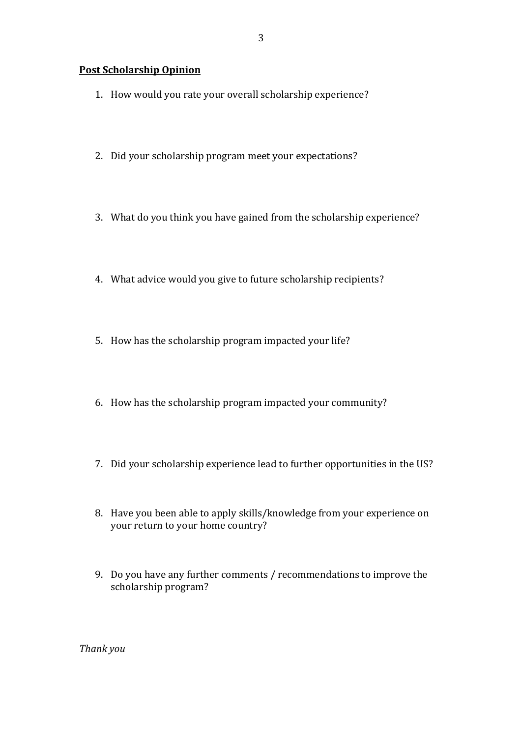**Post Scholarship Opinion**

1. How would you rate your overall scholarship experience?

2. Did your scholarship program meet your expectations?

3. What do you think you have gained from the scholarship experience?

4. What advice would you give to future scholarship recipients?

5. How has the scholarship program impacted your life?

6. How has the scholarship program impacted your community?

7. Did your scholarship experience lead to further opportunities in the US?

8. Have you been able to apply skills/knowledge from your experience on your return to your home country?

9. Do you have any further comments / recommendations to improve the scholarship program?

*Thank you*